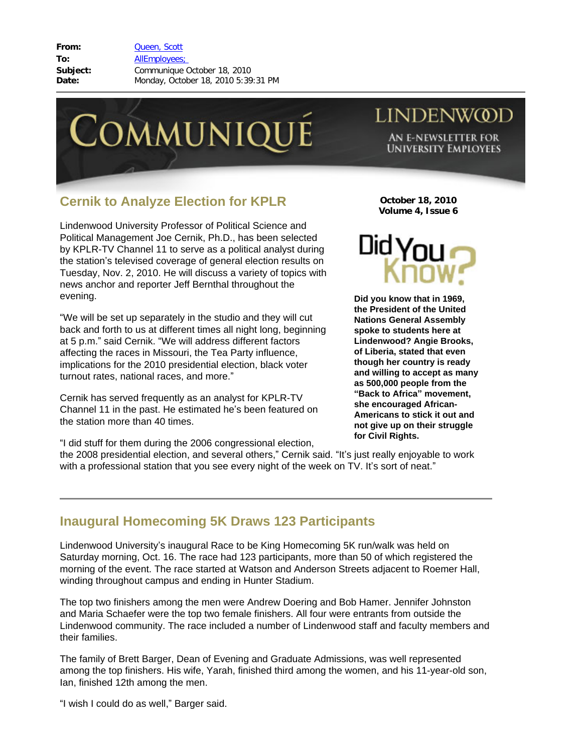**From:** Queen, Scott
**To:** AllEmployees;
**Subject:** Communique October 18, 2010
**Date:** Monday, October 18, 2010 5:39:31 PM

# COMMUNIQUÉ

LINDENWOOD

AN E-NEWSLETTER FOR UNIVERSITY EMPLOYEES

**October 18, 2010**
**Volume 4, Issue 6**

## Cernik to Analyze Election for KPLR

Lindenwood University Professor of Political Science and Political Management Joe Cernik, Ph.D., has been selected by KPLR-TV Channel 11 to serve as a political analyst during the station's televised coverage of general election results on Tuesday, Nov. 2, 2010. He will discuss a variety of topics with news anchor and reporter Jeff Bernthal throughout the evening.

"We will be set up separately in the studio and they will cut back and forth to us at different times all night long, beginning at 5 p.m." said Cernik. "We will address different factors affecting the races in Missouri, the Tea Party influence, implications for the 2010 presidential election, black voter turnout rates, national races, and more."

Cernik has served frequently as an analyst for KPLR-TV Channel 11 in the past. He estimated he's been featured on the station more than 40 times.

"I did stuff for them during the 2006 congressional election, the 2008 presidential election, and several others," Cernik said. "It's just really enjoyable to work with a professional station that you see every night of the week on TV. It's sort of neat."

### Did You Know?

**Did you know that in 1969, the President of the United Nations General Assembly spoke to students here at Lindenwood? Angie Brooks, of Liberia, stated that even though her country is ready and willing to accept as many as 500,000 people from the "Back to Africa" movement, she encouraged African-Americans to stick it out and not give up on their struggle for Civil Rights.**

---

## Inaugural Homecoming 5K Draws 123 Participants

Lindenwood University's inaugural Race to be King Homecoming 5K run/walk was held on Saturday morning, Oct. 16. The race had 123 participants, more than 50 of which registered the morning of the event. The race started at Watson and Anderson Streets adjacent to Roemer Hall, winding throughout campus and ending in Hunter Stadium.

The top two finishers among the men were Andrew Doering and Bob Hamer. Jennifer Johnston and Maria Schaefer were the top two female finishers. All four were entrants from outside the Lindenwood community. The race included a number of Lindenwood staff and faculty members and their families.

The family of Brett Barger, Dean of Evening and Graduate Admissions, was well represented among the top finishers. His wife, Yarah, finished third among the women, and his 11-year-old son, Ian, finished 12th among the men.

"I wish I could do as well," Barger said.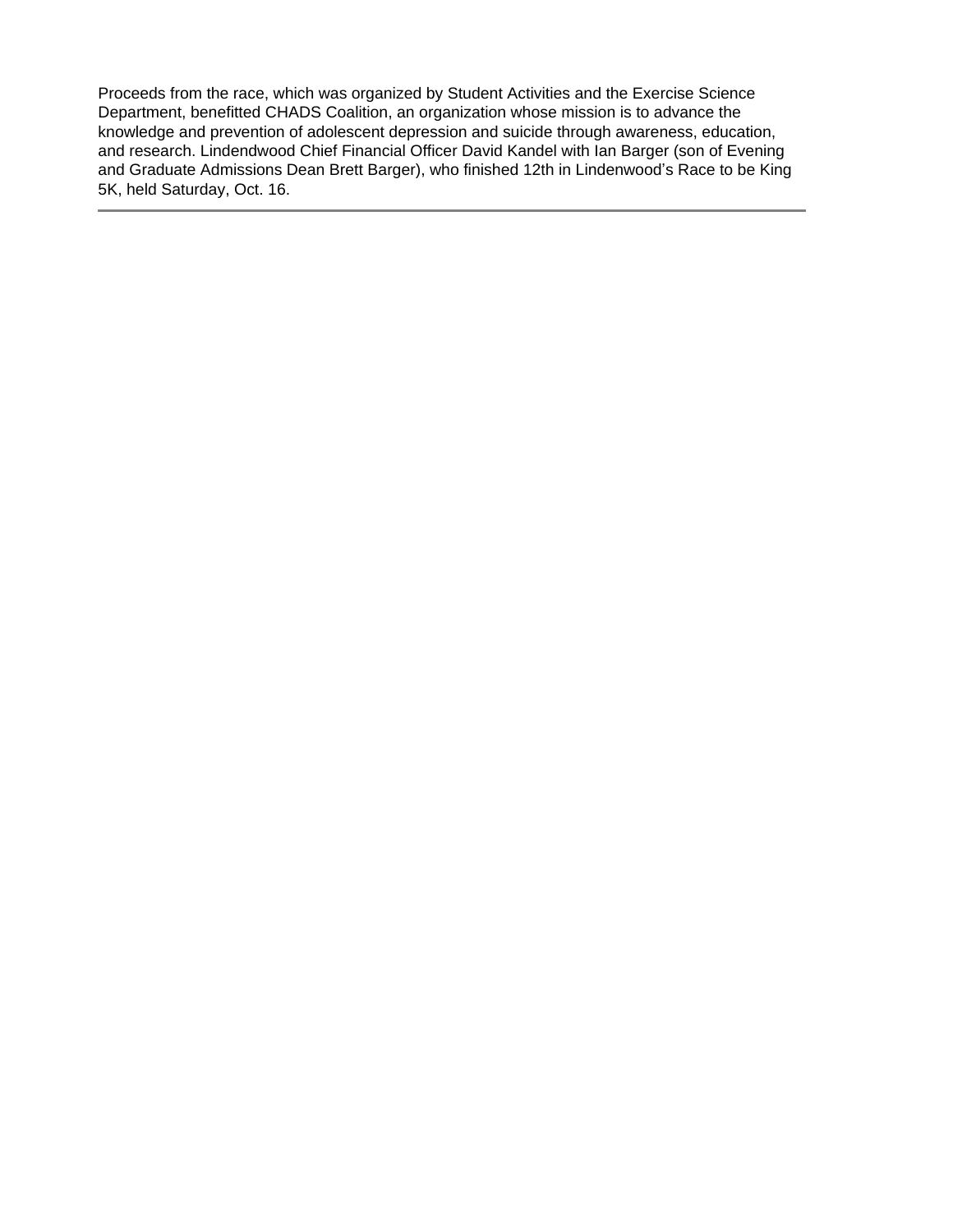Proceeds from the race, which was organized by Student Activities and the Exercise Science Department, benefitted CHADS Coalition, an organization whose mission is to advance the knowledge and prevention of adolescent depression and suicide through awareness, education, and research. Lindendwood Chief Financial Officer David Kandel with Ian Barger (son of Evening and Graduate Admissions Dean Brett Barger), who finished 12th in Lindenwood's Race to be King 5K, held Saturday, Oct. 16.

---